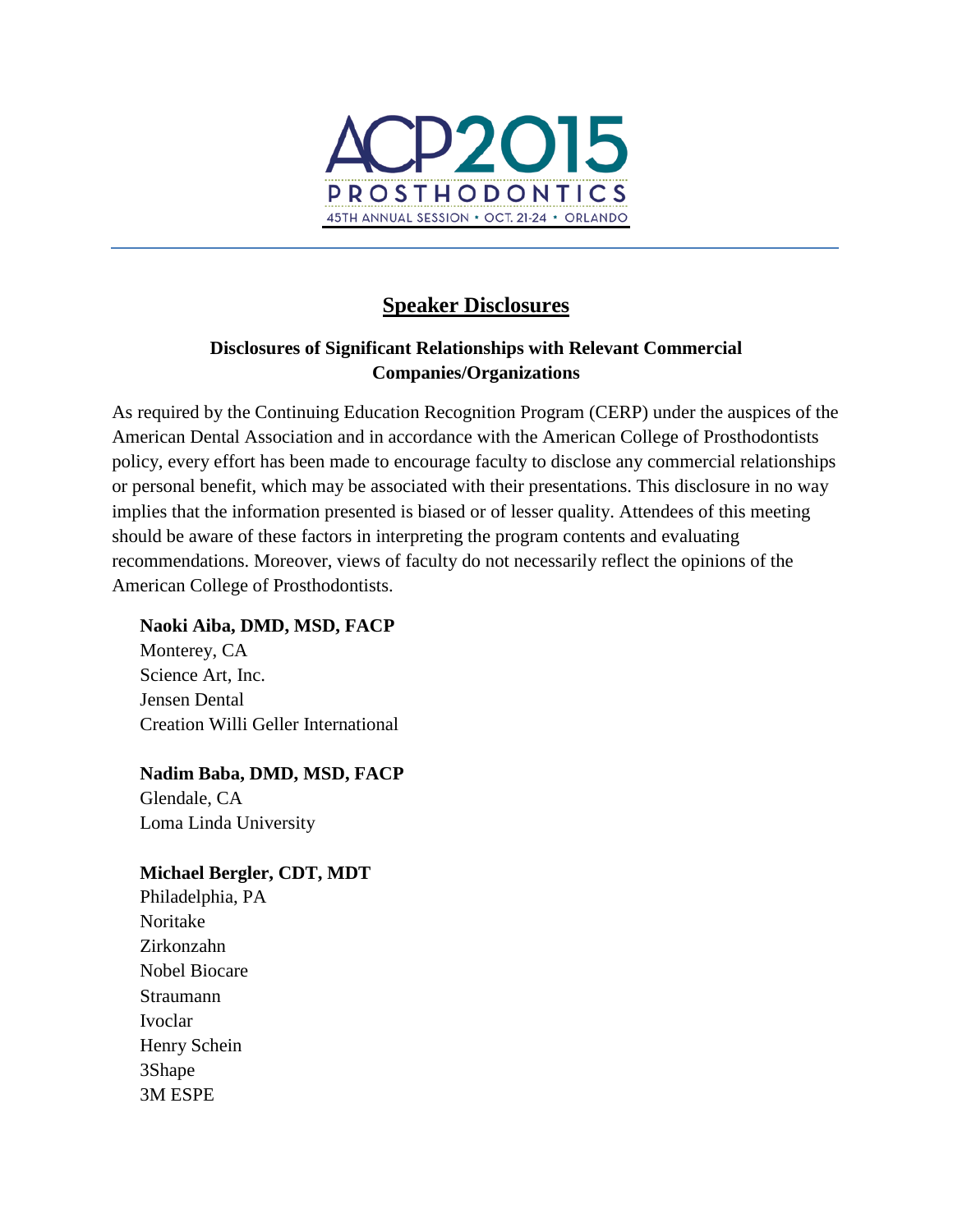ACP2015
PROSTHODONTICS
45TH ANNUAL SESSION • OCT. 21-24 • ORLANDO

## Speaker Disclosures

### Disclosures of Significant Relationships with Relevant Commercial Companies/Organizations

As required by the Continuing Education Recognition Program (CERP) under the auspices of the American Dental Association and in accordance with the American College of Prosthodontists policy, every effort has been made to encourage faculty to disclose any commercial relationships or personal benefit, which may be associated with their presentations. This disclosure in no way implies that the information presented is biased or of lesser quality. Attendees of this meeting should be aware of these factors in interpreting the program contents and evaluating recommendations. Moreover, views of faculty do not necessarily reflect the opinions of the American College of Prosthodontists.

**Naoki Aiba, DMD, MSD, FACP**
Monterey, CA
Science Art, Inc.
Jensen Dental
Creation Willi Geller International

**Nadim Baba, DMD, MSD, FACP**
Glendale, CA
Loma Linda University

**Michael Bergler, CDT, MDT**
Philadelphia, PA
Noritake
Zirkonzahn
Nobel Biocare
Straumann
Ivoclar
Henry Schein
3Shape
3M ESPE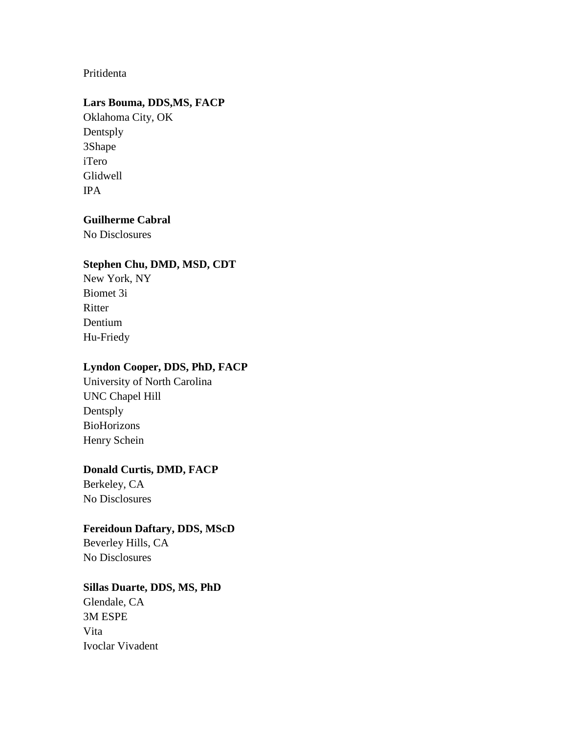Pritidenta

**Lars Bouma, DDS,MS, FACP**
Oklahoma City, OK
Dentsply
3Shape
iTero
Glidwell
IPA

**Guilherme Cabral**
No Disclosures

**Stephen Chu, DMD, MSD, CDT**
New York, NY
Biomet 3i
Ritter
Dentium
Hu-Friedy

**Lyndon Cooper, DDS, PhD, FACP**
University of North Carolina
UNC Chapel Hill
Dentsply
BioHorizons
Henry Schein

**Donald Curtis, DMD, FACP**
Berkeley, CA
No Disclosures

**Fereidoun Daftary, DDS, MScD**
Beverley Hills, CA
No Disclosures

**Sillas Duarte, DDS, MS, PhD**
Glendale, CA
3M ESPE
Vita
Ivoclar Vivadent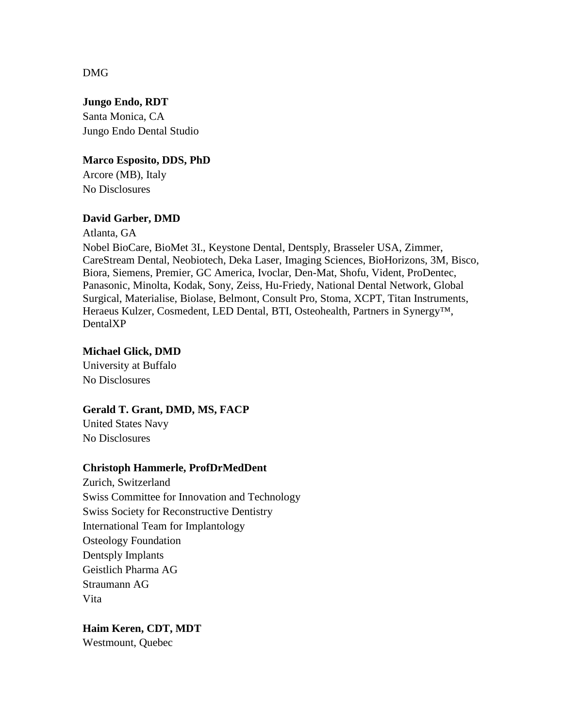DMG

**Jungo Endo, RDT**
Santa Monica, CA
Jungo Endo Dental Studio

**Marco Esposito, DDS, PhD**
Arcore (MB), Italy
No Disclosures

**David Garber, DMD**
Atlanta, GA
Nobel BioCare, BioMet 3I., Keystone Dental, Dentsply, Brasseler USA, Zimmer, CareStream Dental, Neobiotech, Deka Laser, Imaging Sciences, BioHorizons, 3M, Bisco, Biora, Siemens, Premier, GC America, Ivoclar, Den-Mat, Shofu, Vident, ProDentec, Panasonic, Minolta, Kodak, Sony, Zeiss, Hu-Friedy, National Dental Network, Global Surgical, Materialise, Biolase, Belmont, Consult Pro, Stoma, XCPT, Titan Instruments, Heraeus Kulzer, Cosmedent, LED Dental, BTI, Osteohealth, Partners in Synergy™, DentalXP

**Michael Glick, DMD**
University at Buffalo
No Disclosures

**Gerald T. Grant, DMD, MS, FACP**
United States Navy
No Disclosures

**Christoph Hammerle, ProfDrMedDent**
Zurich, Switzerland
Swiss Committee for Innovation and Technology
Swiss Society for Reconstructive Dentistry
International Team for Implantology
Osteology Foundation
Dentsply Implants
Geistlich Pharma AG
Straumann AG
Vita

**Haim Keren, CDT, MDT**
Westmount, Quebec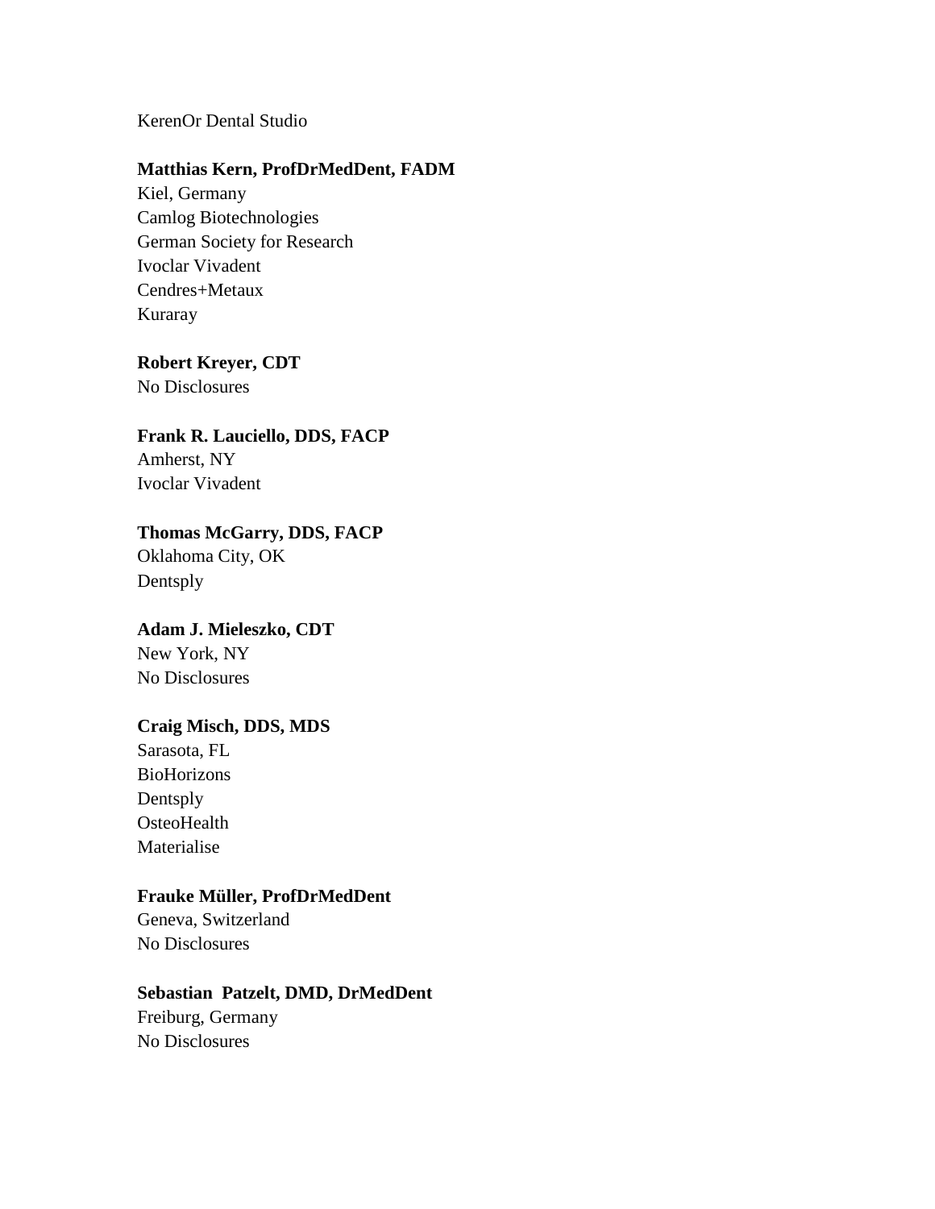KerenOr Dental Studio

**Matthias Kern, ProfDrMedDent, FADM**
Kiel, Germany
Camlog Biotechnologies
German Society for Research
Ivoclar Vivadent
Cendres+Metaux
Kuraray

**Robert Kreyer, CDT**
No Disclosures

**Frank R. Lauciello, DDS, FACP**
Amherst, NY
Ivoclar Vivadent

**Thomas McGarry, DDS, FACP**
Oklahoma City, OK
Dentsply

**Adam J. Mieleszko, CDT**
New York, NY
No Disclosures

**Craig Misch, DDS, MDS**
Sarasota, FL
BioHorizons
Dentsply
OsteoHealth
Materialise

**Frauke Müller, ProfDrMedDent**
Geneva, Switzerland
No Disclosures

**Sebastian Patzelt, DMD, DrMedDent**
Freiburg, Germany
No Disclosures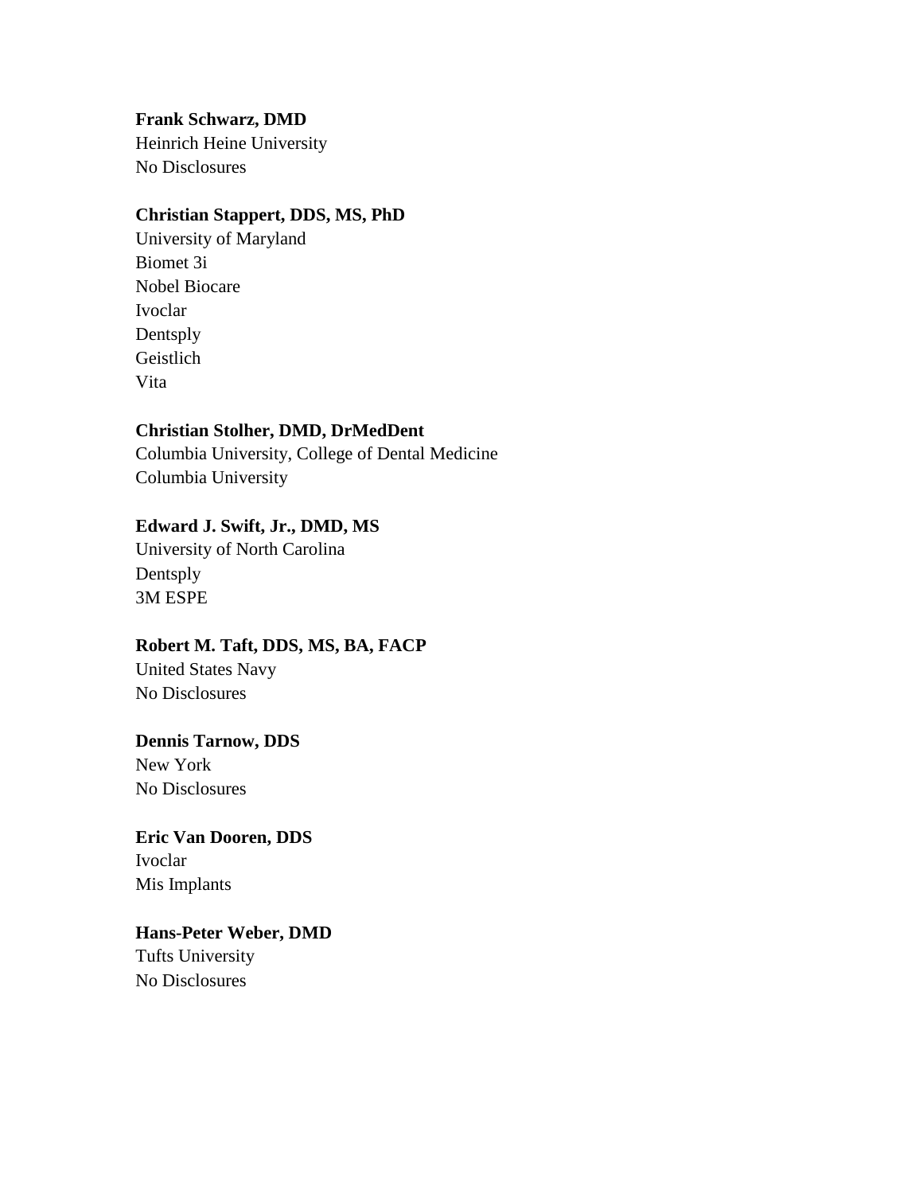**Frank Schwarz, DMD**
Heinrich Heine University
No Disclosures

**Christian Stappert, DDS, MS, PhD**
University of Maryland
Biomet 3i
Nobel Biocare
Ivoclar
Dentsply
Geistlich
Vita

**Christian Stolher, DMD, DrMedDent**
Columbia University, College of Dental Medicine
Columbia University

**Edward J. Swift, Jr., DMD, MS**
University of North Carolina
Dentsply
3M ESPE

**Robert M. Taft, DDS, MS, BA, FACP**
United States Navy
No Disclosures

**Dennis Tarnow, DDS**
New York
No Disclosures

**Eric Van Dooren, DDS**
Ivoclar
Mis Implants

**Hans-Peter Weber, DMD**
Tufts University
No Disclosures